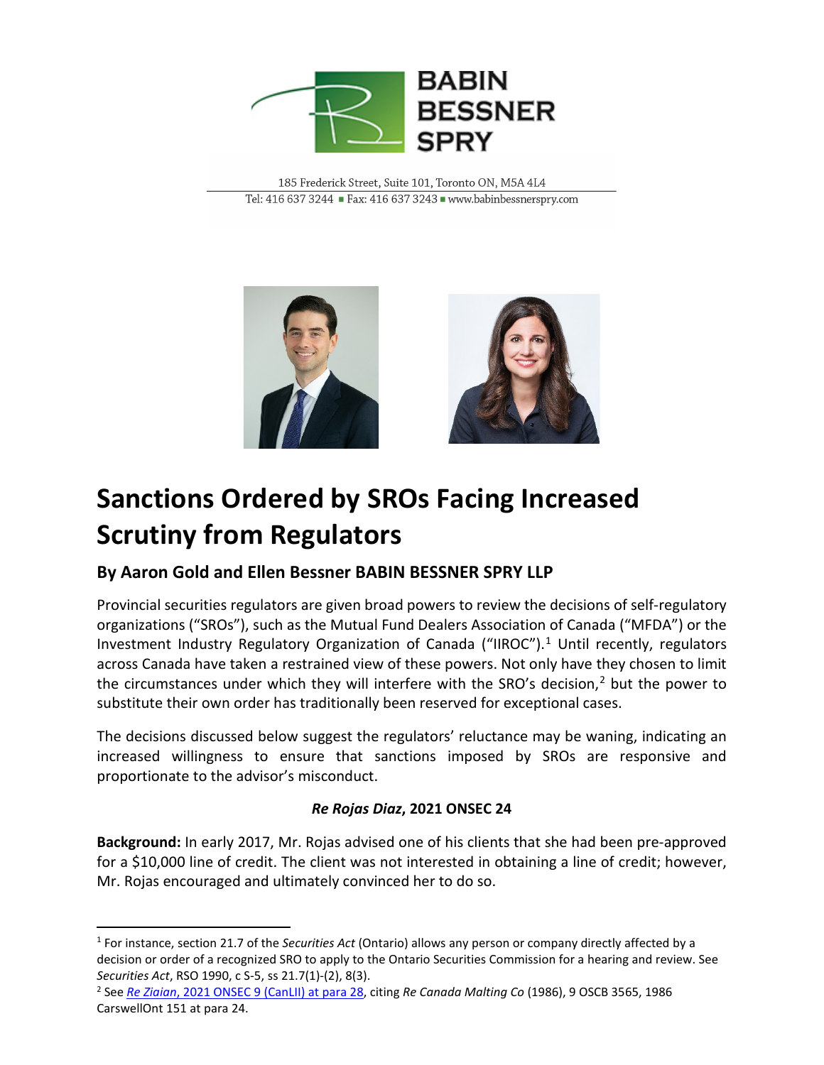BABIN BESSNER SPRY

185 Frederick Street, Suite 101, Toronto ON, M5A 4L4
Tel: 416 637 3244 ▪ Fax: 416 637 3243 ▪ www.babinbessnerspry.com

# Sanctions Ordered by SROs Facing Increased Scrutiny from Regulators

## By Aaron Gold and Ellen Bessner BABIN BESSNER SPRY LLP

Provincial securities regulators are given broad powers to review the decisions of self-regulatory organizations ("SROs"), such as the Mutual Fund Dealers Association of Canada ("MFDA") or the Investment Industry Regulatory Organization of Canada ("IIROC").[1] Until recently, regulators across Canada have taken a restrained view of these powers. Not only have they chosen to limit the circumstances under which they will interfere with the SRO's decision,[2] but the power to substitute their own order has traditionally been reserved for exceptional cases.

The decisions discussed below suggest the regulators' reluctance may be waning, indicating an increased willingness to ensure that sanctions imposed by SROs are responsive and proportionate to the advisor's misconduct.

### *Re Rojas Diaz*, 2021 ONSEC 24

**Background:** In early 2017, Mr. Rojas advised one of his clients that she had been pre-approved for a $10,000 line of credit. The client was not interested in obtaining a line of credit; however, Mr. Rojas encouraged and ultimately convinced her to do so.

---

[1] For instance, section 21.7 of the *Securities Act* (Ontario) allows any person or company directly affected by a decision or order of a recognized SRO to apply to the Ontario Securities Commission for a hearing and review. See *Securities Act*, RSO 1990, c S-5, ss 21.7(1)-(2), 8(3).

[2] See *Re Ziaian*, 2021 ONSEC 9 (CanLII) at para 28, citing *Re Canada Malting Co* (1986), 9 OSCB 3565, 1986 CarswellOnt 151 at para 24.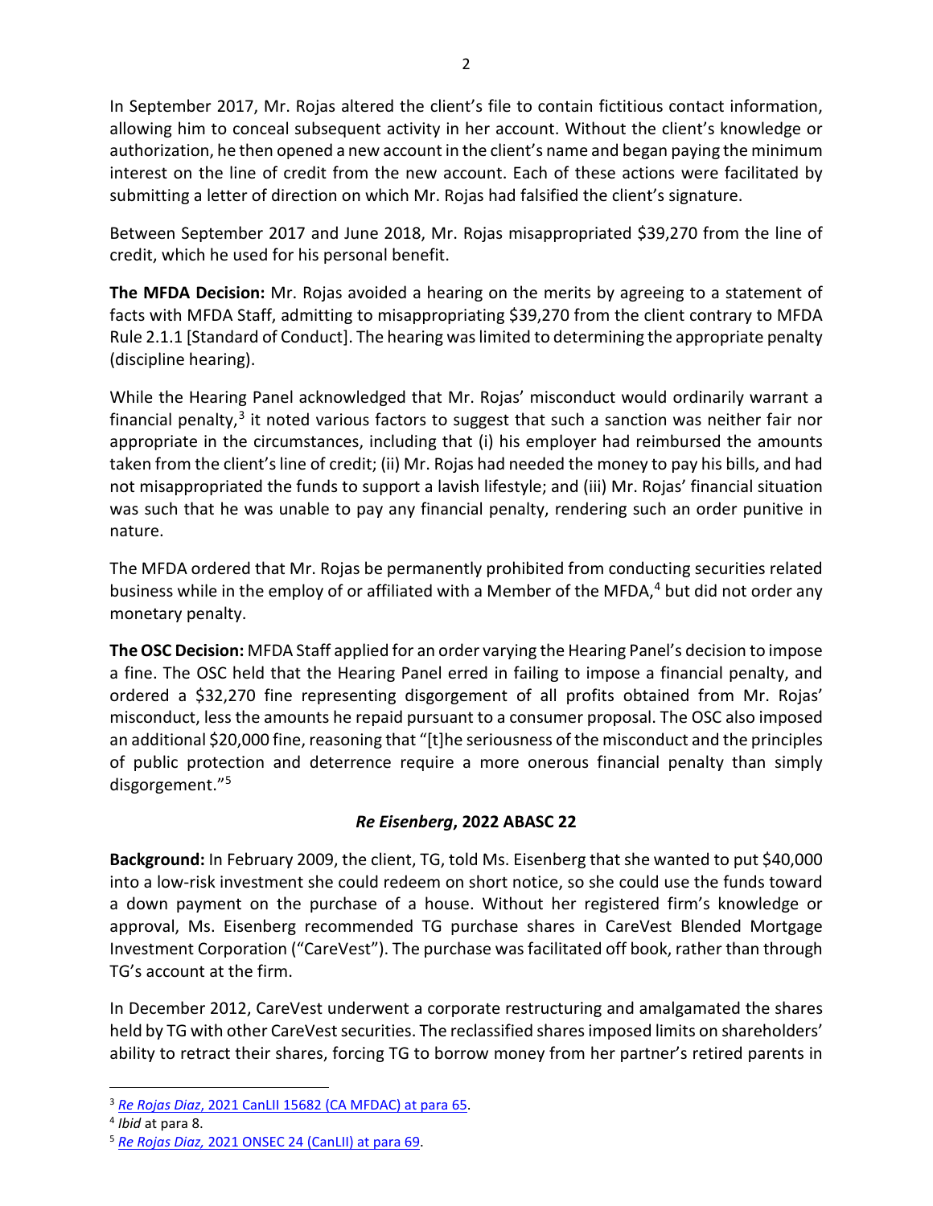In September 2017, Mr. Rojas altered the client's file to contain fictitious contact information, allowing him to conceal subsequent activity in her account. Without the client's knowledge or authorization, he then opened a new account in the client's name and began paying the minimum interest on the line of credit from the new account. Each of these actions were facilitated by submitting a letter of direction on which Mr. Rojas had falsified the client's signature.

Between September 2017 and June 2018, Mr. Rojas misappropriated $39,270 from the line of credit, which he used for his personal benefit.

**The MFDA Decision:** Mr. Rojas avoided a hearing on the merits by agreeing to a statement of facts with MFDA Staff, admitting to misappropriating $39,270 from the client contrary to MFDA Rule 2.1.1 [Standard of Conduct]. The hearing was limited to determining the appropriate penalty (discipline hearing).

While the Hearing Panel acknowledged that Mr. Rojas' misconduct would ordinarily warrant a financial penalty,[3] it noted various factors to suggest that such a sanction was neither fair nor appropriate in the circumstances, including that (i) his employer had reimbursed the amounts taken from the client's line of credit; (ii) Mr. Rojas had needed the money to pay his bills, and had not misappropriated the funds to support a lavish lifestyle; and (iii) Mr. Rojas' financial situation was such that he was unable to pay any financial penalty, rendering such an order punitive in nature.

The MFDA ordered that Mr. Rojas be permanently prohibited from conducting securities related business while in the employ of or affiliated with a Member of the MFDA,[4] but did not order any monetary penalty.

**The OSC Decision:** MFDA Staff applied for an order varying the Hearing Panel's decision to impose a fine. The OSC held that the Hearing Panel erred in failing to impose a financial penalty, and ordered a $32,270 fine representing disgorgement of all profits obtained from Mr. Rojas' misconduct, less the amounts he repaid pursuant to a consumer proposal. The OSC also imposed an additional $20,000 fine, reasoning that "[t]he seriousness of the misconduct and the principles of public protection and deterrence require a more onerous financial penalty than simply disgorgement."[5]

### *Re Eisenberg*, 2022 ABASC 22

**Background:** In February 2009, the client, TG, told Ms. Eisenberg that she wanted to put $40,000 into a low-risk investment she could redeem on short notice, so she could use the funds toward a down payment on the purchase of a house. Without her registered firm's knowledge or approval, Ms. Eisenberg recommended TG purchase shares in CareVest Blended Mortgage Investment Corporation ("CareVest"). The purchase was facilitated off book, rather than through TG's account at the firm.

In December 2012, CareVest underwent a corporate restructuring and amalgamated the shares held by TG with other CareVest securities. The reclassified shares imposed limits on shareholders' ability to retract their shares, forcing TG to borrow money from her partner's retired parents in

---

[3] *Re Rojas Diaz*, 2021 CanLII 15682 (CA MFDAC) at para 65.

[4] *Ibid* at para 8.

[5] *Re Rojas Diaz,* 2021 ONSEC 24 (CanLII) at para 69.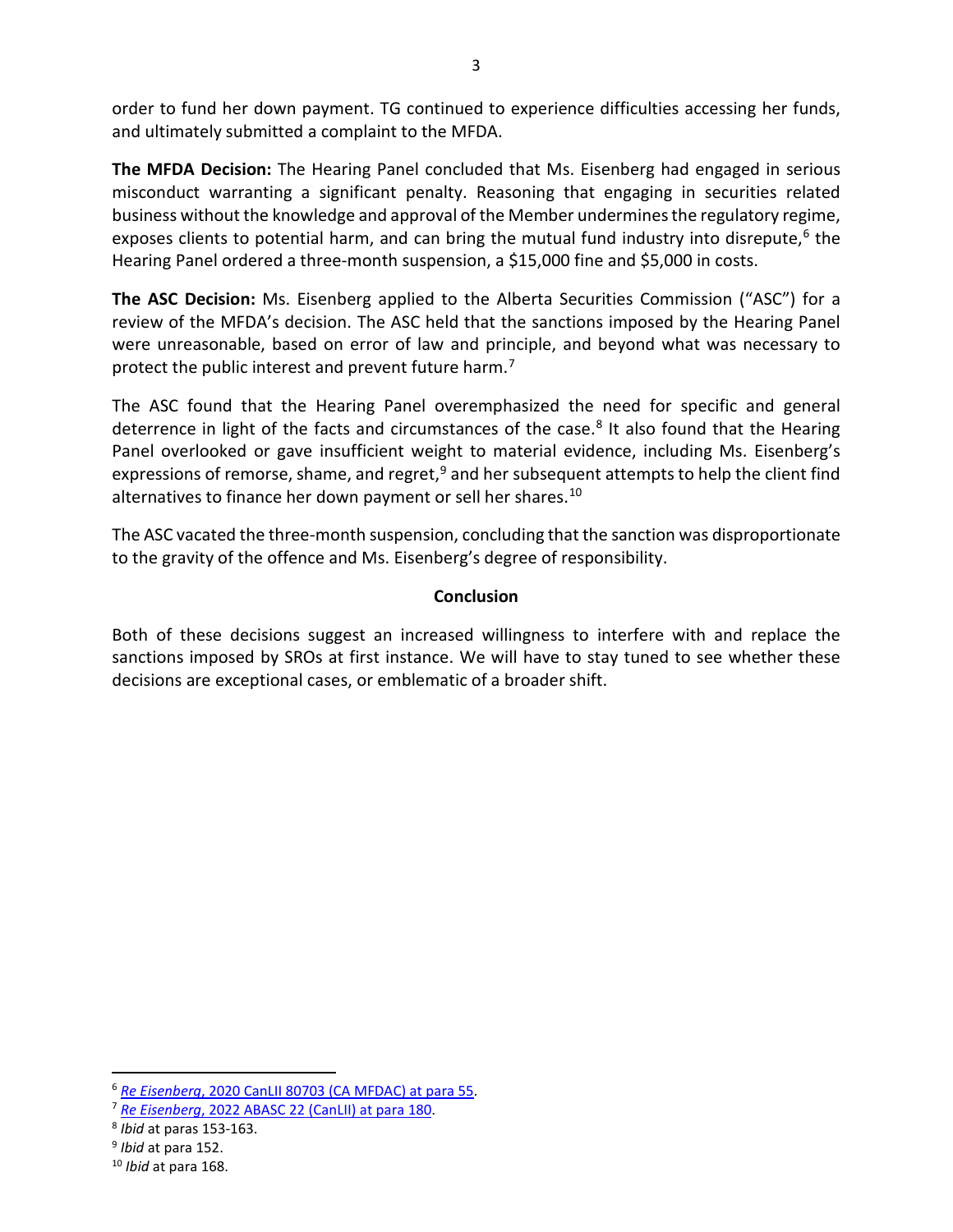order to fund her down payment. TG continued to experience difficulties accessing her funds, and ultimately submitted a complaint to the MFDA.

**The MFDA Decision:** The Hearing Panel concluded that Ms. Eisenberg had engaged in serious misconduct warranting a significant penalty. Reasoning that engaging in securities related business without the knowledge and approval of the Member undermines the regulatory regime, exposes clients to potential harm, and can bring the mutual fund industry into disrepute,[6] the Hearing Panel ordered a three-month suspension, a $15,000 fine and $5,000 in costs.

**The ASC Decision:** Ms. Eisenberg applied to the Alberta Securities Commission ("ASC") for a review of the MFDA's decision. The ASC held that the sanctions imposed by the Hearing Panel were unreasonable, based on error of law and principle, and beyond what was necessary to protect the public interest and prevent future harm.[7]

The ASC found that the Hearing Panel overemphasized the need for specific and general deterrence in light of the facts and circumstances of the case.[8] It also found that the Hearing Panel overlooked or gave insufficient weight to material evidence, including Ms. Eisenberg's expressions of remorse, shame, and regret,[9] and her subsequent attempts to help the client find alternatives to finance her down payment or sell her shares.[10]

The ASC vacated the three-month suspension, concluding that the sanction was disproportionate to the gravity of the offence and Ms. Eisenberg's degree of responsibility.

## Conclusion

Both of these decisions suggest an increased willingness to interfere with and replace the sanctions imposed by SROs at first instance. We will have to stay tuned to see whether these decisions are exceptional cases, or emblematic of a broader shift.

---

[6] *Re Eisenberg*, 2020 CanLII 80703 (CA MFDAC) at para 55.

[7] *Re Eisenberg*, 2022 ABASC 22 (CanLII) at para 180.

[8] *Ibid* at paras 153-163.

[9] *Ibid* at para 152.

[10] *Ibid* at para 168.